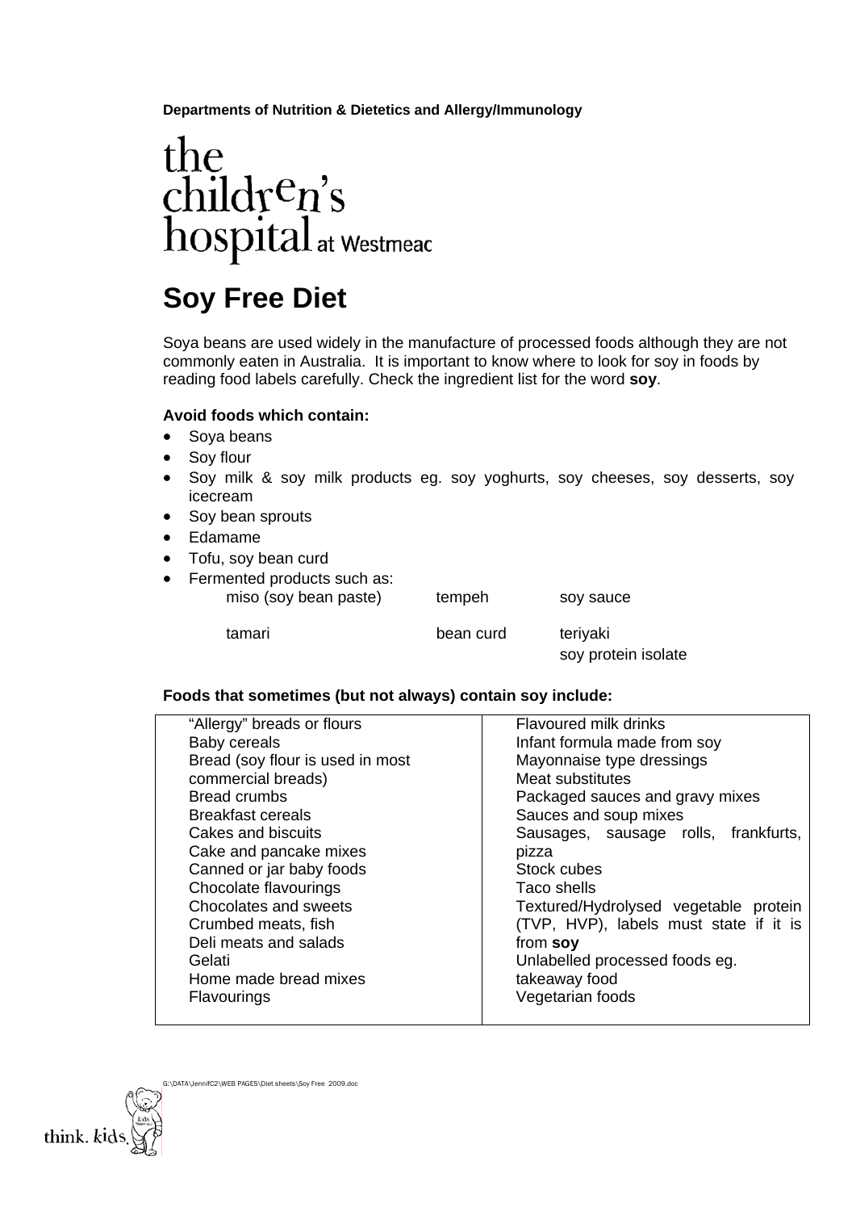**Departments of Nutrition & Dietetics and Allergy/Immunology**

the children's hospital at Westmead

# Soy Free Diet

Soya beans are used widely in the manufacture of processed foods although they are not commonly eaten in Australia. It is important to know where to look for soy in foods by reading food labels carefully. Check the ingredient list for the word **soy**.

**Avoid foods which contain:**

- Soya beans
- Soy flour
- Soy milk & soy milk products eg. soy yoghurts, soy cheeses, soy desserts, soy icecream
- Soy bean sprouts
- Edamame
- Tofu, soy bean curd
- Fermented products such as:

| | | |
|---|---|---|
| miso (soy bean paste) | tempeh | soy sauce |
| tamari | bean curd | teriyaki<br>soy protein isolate |

**Foods that sometimes (but not always) contain soy include:**

| | |
|---|---|
| "Allergy" breads or flours<br>Baby cereals<br>Bread (soy flour is used in most commercial breads)<br>Bread crumbs<br>Breakfast cereals<br>Cakes and biscuits<br>Cake and pancake mixes<br>Canned or jar baby foods<br>Chocolate flavourings<br>Chocolates and sweets<br>Crumbed meats, fish<br>Deli meats and salads<br>Gelati<br>Home made bread mixes<br>Flavourings | Flavoured milk drinks<br>Infant formula made from soy<br>Mayonnaise type dressings<br>Meat substitutes<br>Packaged sauces and gravy mixes<br>Sauces and soup mixes<br>Sausages, sausage rolls, frankfurts, pizza<br>Stock cubes<br>Taco shells<br>Textured/Hydrolysed vegetable protein (TVP, HVP), labels must state if it is from **soy**<br>Unlabelled processed foods eg. takeaway food<br>Vegetarian foods |

G:\DATA\JenniC2\WEB PAGES\Diet sheets\Soy Free 2009.doc

think. kids.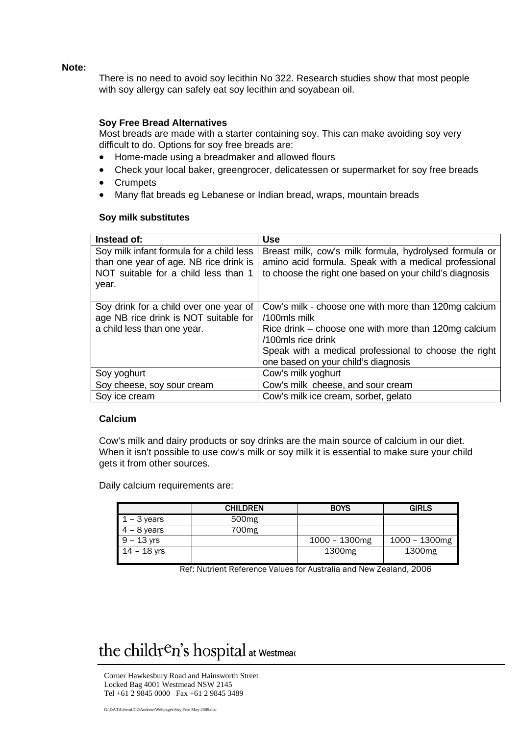**Note:**

There is no need to avoid soy lecithin No 322. Research studies show that most people with soy allergy can safely eat soy lecithin and soyabean oil.

**Soy Free Bread Alternatives**

Most breads are made with a starter containing soy. This can make avoiding soy very difficult to do. Options for soy free breads are:

- Home-made using a breadmaker and allowed flours
- Check your local baker, greengrocer, delicatessen or supermarket for soy free breads
- Crumpets
- Many flat breads eg Lebanese or Indian bread, wraps, mountain breads

**Soy milk substitutes**

| Instead of: | Use |
|---|---|
| Soy milk infant formula for a child less than one year of age. NB rice drink is NOT suitable for a child less than 1 year. | Breast milk, cow's milk formula, hydrolysed formula or amino acid formula. Speak with a medical professional to choose the right one based on your child's diagnosis |
| Soy drink for a child over one year of age NB rice drink is NOT suitable for a child less than one year. | Cow's milk - choose one with more than 120mg calcium /100mls milk<br>Rice drink – choose one with more than 120mg calcium /100mls rice drink<br>Speak with a medical professional to choose the right one based on your child's diagnosis |
| Soy yoghurt | Cow's milk yoghurt |
| Soy cheese, soy sour cream | Cow's milk cheese, and sour cream |
| Soy ice cream | Cow's milk ice cream, sorbet, gelato |

**Calcium**

Cow's milk and dairy products or soy drinks are the main source of calcium in our diet. When it isn't possible to use cow's milk or soy milk it is essential to make sure your child gets it from other sources.

Daily calcium requirements are:

| | CHILDREN | BOYS | GIRLS |
|---|---|---|---|
| 1 – 3 years | 500mg | | |
| 4 – 8 years | 700mg | | |
| 9 – 13 yrs | | 1000 – 1300mg | 1000 – 1300mg |
| 14 – 18 yrs | | 1300mg | 1300mg |

Ref: Nutrient Reference Values for Australia and New Zealand, 2006

the children's hospital at Westmead

Corner Hawkesbury Road and Hainsworth Street
Locked Bag 4001 Westmead NSW 2145
Tel +61 2 9845 0000 Fax +61 2 9845 3489

G:\DATA\JennifC2\Andrew\Webpages\Soy Free May 2009.doc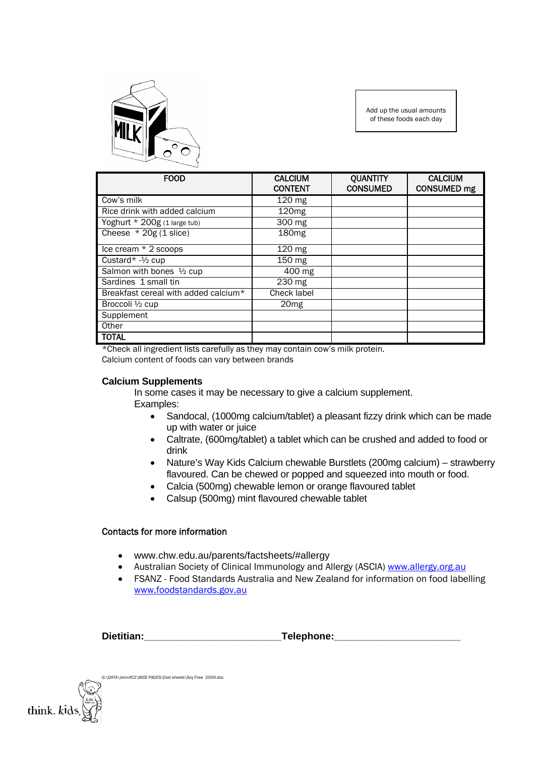Add up the usual amounts of these foods each day

| FOOD | CALCIUM CONTENT | QUANTITY CONSUMED | CALCIUM CONSUMED mg |
|---|---|---|---|
| Cow's milk | 120 mg | | |
| Rice drink with added calcium | 120mg | | |
| Yoghurt * 200g (1 large tub) | 300 mg | | |
| Cheese * 20g (1 slice) | 180mg | | |
| Ice cream * 2 scoops | 120 mg | | |
| Custard* -½ cup | 150 mg | | |
| Salmon with bones ½ cup | 400 mg | | |
| Sardines 1 small tin | 230 mg | | |
| Breakfast cereal with added calcium* | Check label | | |
| Broccoli ½ cup | 20mg | | |
| Supplement | | | |
| Other | | | |
| **TOTAL** | | | |

*Check all ingredient lists carefully as they may contain cow's milk protein.
Calcium content of foods can vary between brands

### Calcium Supplements

In some cases it may be necessary to give a calcium supplement.
Examples:

- Sandocal, (1000mg calcium/tablet) a pleasant fizzy drink which can be made up with water or juice
- Caltrate, (600mg/tablet) a tablet which can be crushed and added to food or drink
- Nature's Way Kids Calcium chewable Burstlets (200mg calcium) – strawberry flavoured. Can be chewed or popped and squeezed into mouth or food.
- Calcia (500mg) chewable lemon or orange flavoured tablet
- Calsup (500mg) mint flavoured chewable tablet

### Contacts for more information

- www.chw.edu.au/parents/factsheets/#allergy
- Australian Society of Clinical Immunology and Allergy (ASCIA) www.allergy.org.au
- FSANZ - Food Standards Australia and New Zealand for information on food labelling www.foodstandards.gov.au

**Dietitian:**\_\_\_\_\_\_\_\_\_\_\_\_\_\_\_\_\_\_\_\_\_\_\_\_\_ **Telephone:**\_\_\_\_\_\_\_\_\_\_\_\_\_\_\_\_\_\_\_\_\_\_\_\_

G:\DATA\JenniferC2\WEB PAGES\Diet sheets\Soy Free 2009.doc

think. kids.